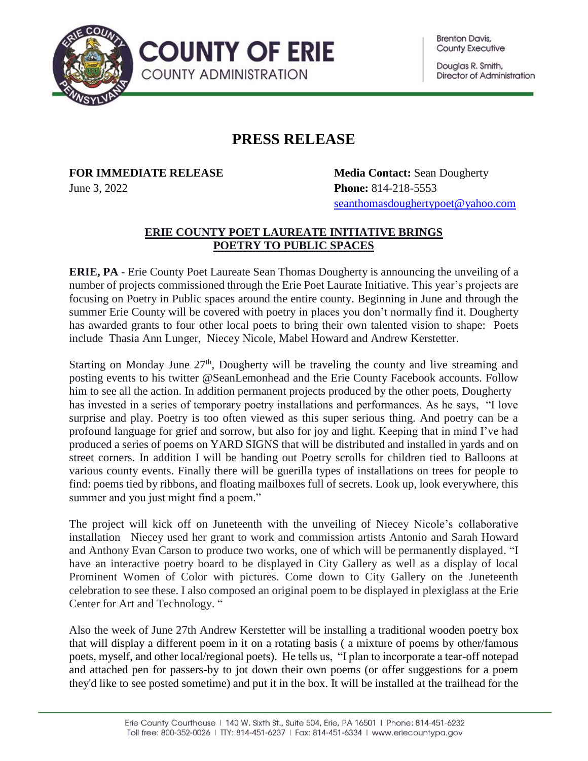**COUNTY OF ERIE**
COUNTY ADMINISTRATION

Brenton Davis,
County Executive

Douglas R. Smith,
Director of Administration

# PRESS RELEASE

**FOR IMMEDIATE RELEASE**
June 3, 2022

**Media Contact:** Sean Dougherty
**Phone:** 814-218-5553
seanthomasdoughertypoet@yahoo.com

## ERIE COUNTY POET LAUREATE INITIATIVE BRINGS POETRY TO PUBLIC SPACES

**ERIE, PA** - Erie County Poet Laureate Sean Thomas Dougherty is announcing the unveiling of a number of projects commissioned through the Erie Poet Laurate Initiative. This year's projects are focusing on Poetry in Public spaces around the entire county. Beginning in June and through the summer Erie County will be covered with poetry in places you don't normally find it. Dougherty has awarded grants to four other local poets to bring their own talented vision to shape: Poets include Thasia Ann Lunger, Niecey Nicole, Mabel Howard and Andrew Kerstetter.

Starting on Monday June 27th, Dougherty will be traveling the county and live streaming and posting events to his twitter @SeanLemonhead and the Erie County Facebook accounts. Follow him to see all the action. In addition permanent projects produced by the other poets, Dougherty has invested in a series of temporary poetry installations and performances. As he says, "I love surprise and play. Poetry is too often viewed as this super serious thing. And poetry can be a profound language for grief and sorrow, but also for joy and light. Keeping that in mind I've had produced a series of poems on YARD SIGNS that will be distributed and installed in yards and on street corners. In addition I will be handing out Poetry scrolls for children tied to Balloons at various county events. Finally there will be guerilla types of installations on trees for people to find: poems tied by ribbons, and floating mailboxes full of secrets. Look up, look everywhere, this summer and you just might find a poem."

The project will kick off on Juneteenth with the unveiling of Niecey Nicole's collaborative installation Niecey used her grant to work and commission artists Antonio and Sarah Howard and Anthony Evan Carson to produce two works, one of which will be permanently displayed. "I have an interactive poetry board to be displayed in City Gallery as well as a display of local Prominent Women of Color with pictures. Come down to City Gallery on the Juneteenth celebration to see these. I also composed an original poem to be displayed in plexiglass at the Erie Center for Art and Technology. "

Also the week of June 27th Andrew Kerstetter will be installing a traditional wooden poetry box that will display a different poem in it on a rotating basis ( a mixture of poems by other/famous poets, myself, and other local/regional poets). He tells us, "I plan to incorporate a tear-off notepad and attached pen for passers-by to jot down their own poems (or offer suggestions for a poem they'd like to see posted sometime) and put it in the box. It will be installed at the trailhead for the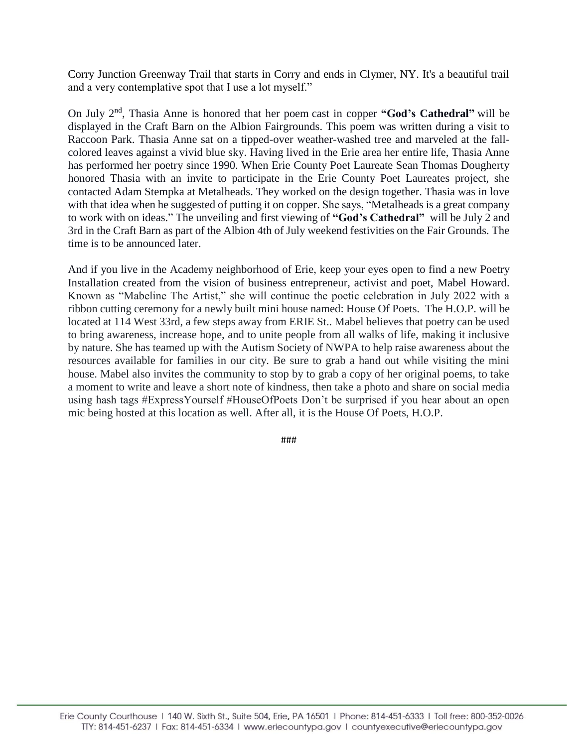Corry Junction Greenway Trail that starts in Corry and ends in Clymer, NY. It's a beautiful trail and a very contemplative spot that I use a lot myself."

On July 2nd, Thasia Anne is honored that her poem cast in copper **"God's Cathedral"** will be displayed in the Craft Barn on the Albion Fairgrounds. This poem was written during a visit to Raccoon Park. Thasia Anne sat on a tipped-over weather-washed tree and marveled at the fall-colored leaves against a vivid blue sky. Having lived in the Erie area her entire life, Thasia Anne has performed her poetry since 1990. When Erie County Poet Laureate Sean Thomas Dougherty honored Thasia with an invite to participate in the Erie County Poet Laureates project, she contacted Adam Stempka at Metalheads. They worked on the design together. Thasia was in love with that idea when he suggested of putting it on copper. She says, "Metalheads is a great company to work with on ideas." The unveiling and first viewing of **"God's Cathedral"** will be July 2 and 3rd in the Craft Barn as part of the Albion 4th of July weekend festivities on the Fair Grounds. The time is to be announced later.

And if you live in the Academy neighborhood of Erie, keep your eyes open to find a new Poetry Installation created from the vision of business entrepreneur, activist and poet, Mabel Howard. Known as "Mabeline The Artist," she will continue the poetic celebration in July 2022 with a ribbon cutting ceremony for a newly built mini house named: House Of Poets. The H.O.P. will be located at 114 West 33rd, a few steps away from ERIE St.. Mabel believes that poetry can be used to bring awareness, increase hope, and to unite people from all walks of life, making it inclusive by nature. She has teamed up with the Autism Society of NWPA to help raise awareness about the resources available for families in our city. Be sure to grab a hand out while visiting the mini house. Mabel also invites the community to stop by to grab a copy of her original poems, to take a moment to write and leave a short note of kindness, then take a photo and share on social media using hash tags #ExpressYourself #HouseOfPoets Don't be surprised if you hear about an open mic being hosted at this location as well. After all, it is the House Of Poets, H.O.P.

###

Erie County Courthouse | 140 W. Sixth St., Suite 504, Erie, PA 16501 | Phone: 814-451-6333 | Toll free: 800-352-0026
TTY: 814-451-6237 | Fax: 814-451-6334 | www.eriecountypa.gov | countyexecutive@eriecountypa.gov